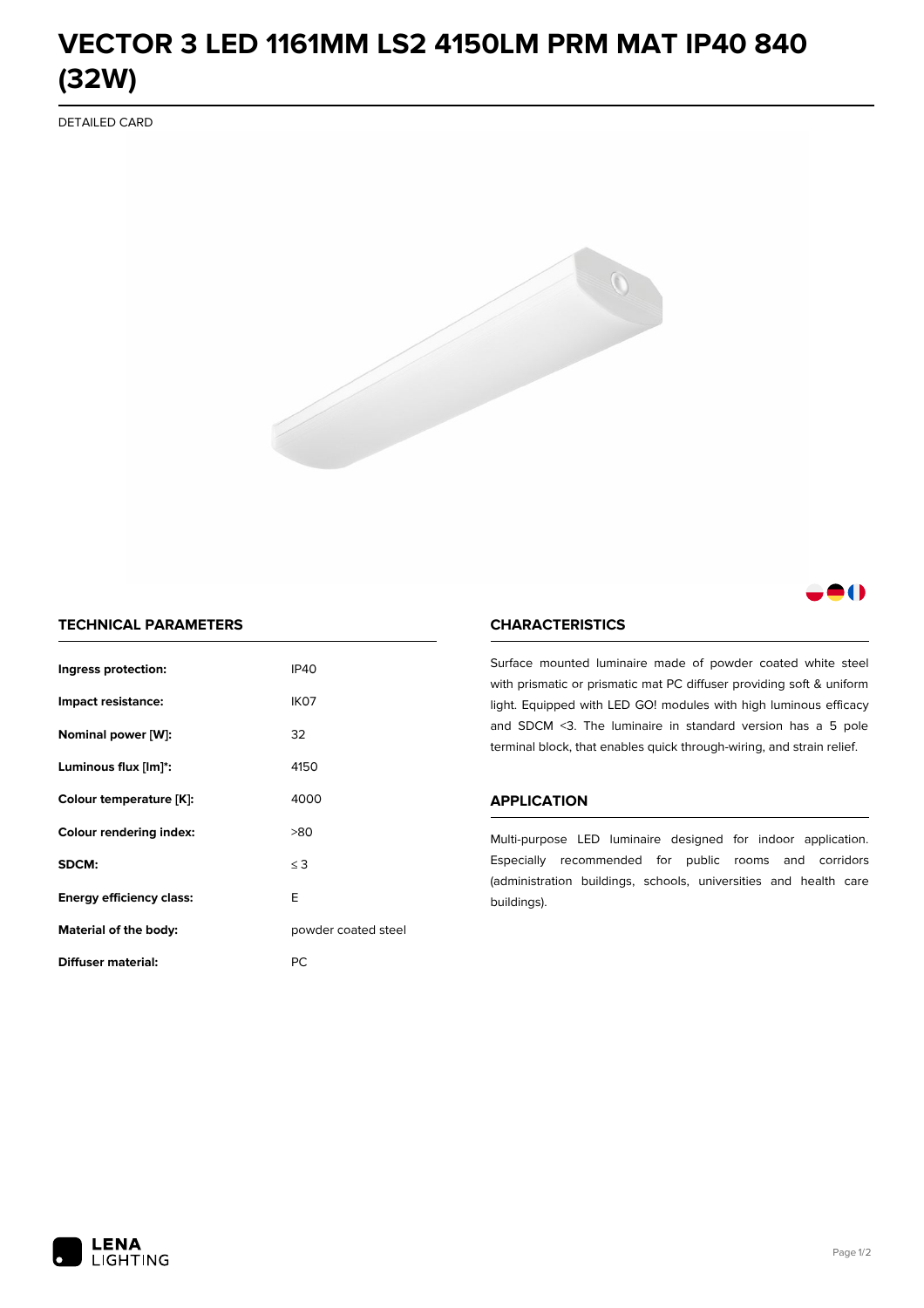# VECTOR 3 LED 1161MM LS2 4150LM PRM MAT IP40 840 (32W)

DETAILED CARD

## TECHNICAL PARAMETERS

| | |
|---|---|
| **Ingress protection:** | IP40 |
| **Impact resistance:** | IK07 |
| **Nominal power [W]:** | 32 |
| **Luminous flux [lm]*:** | 4150 |
| **Colour temperature [K]:** | 4000 |
| **Colour rendering index:** | >80 |
| **SDCM:** | ≤ 3 |
| **Energy efficiency class:** | E |
| **Material of the body:** | powder coated steel |
| **Diffuser material:** | PC |

## CHARACTERISTICS

Surface mounted luminaire made of powder coated white steel with prismatic or prismatic mat PC diffuser providing soft & uniform light. Equipped with LED GO! modules with high luminous efficacy and SDCM <3. The luminaire in standard version has a 5 pole terminal block, that enables quick through-wiring, and strain relief.

## APPLICATION

Multi-purpose LED luminaire designed for indoor application. Especially recommended for public rooms and corridors (administration buildings, schools, universities and health care buildings).

LENA LIGHTING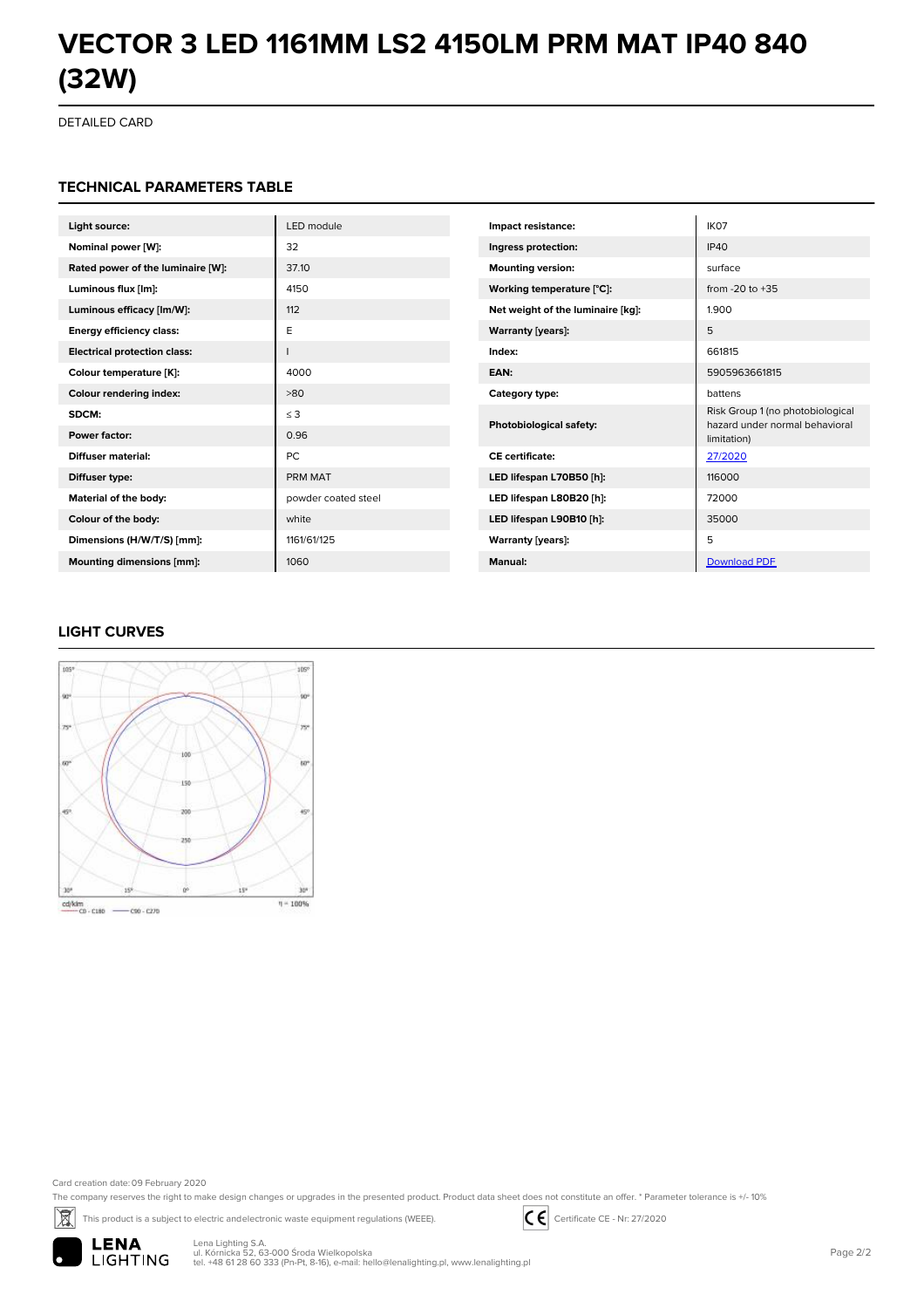# VECTOR 3 LED 1161MM LS2 4150LM PRM MAT IP40 840 (32W)

DETAILED CARD

## TECHNICAL PARAMETERS TABLE

| | |
|---|---|
| **Light source:** | LED module |
| **Nominal power [W]:** | 32 |
| **Rated power of the luminaire [W]:** | 37.10 |
| **Luminous flux [lm]:** | 4150 |
| **Luminous efficacy [lm/W]:** | 112 |
| **Energy efficiency class:** | E |
| **Electrical protection class:** | I |
| **Colour temperature [K]:** | 4000 |
| **Colour rendering index:** | >80 |
| **SDCM:** | ≤ 3 |
| **Power factor:** | 0.96 |
| **Diffuser material:** | PC |
| **Diffuser type:** | PRM MAT |
| **Material of the body:** | powder coated steel |
| **Colour of the body:** | white |
| **Dimensions (H/W/T/S) [mm]:** | 1161/61/125 |
| **Mounting dimensions [mm]:** | 1060 |

| | |
|---|---|
| **Impact resistance:** | IK07 |
| **Ingress protection:** | IP40 |
| **Mounting version:** | surface |
| **Working temperature [°C]:** | from -20 to +35 |
| **Net weight of the luminaire [kg]:** | 1.900 |
| **Warranty [years]:** | 5 |
| **Index:** | 661815 |
| **EAN:** | 5905963661815 |
| **Category type:** | battens |
| **Photobiological safety:** | Risk Group 1 (no photobiological hazard under normal behavioral limitation) |
| **CE certificate:** | 27/2020 |
| **LED lifespan L70B50 [h]:** | 116000 |
| **LED lifespan L80B20 [h]:** | 72000 |
| **LED lifespan L90B10 [h]:** | 35000 |
| **Warranty [years]:** | 5 |
| **Manual:** | Download PDF |

## LIGHT CURVES

105° 105°
90° 90°
75° 75°
60° 60°
45° 45°
30° 15° 0° 15° 30°
100
150
200
250
cd/klm
C0 - C180 C90 - C270
η = 100%

Card creation date: 09 February 2020

The company reserves the right to make design changes or upgrades in the presented product. Product data sheet does not constitute an offer. * Parameter tolerance is +/- 10%

This product is a subject to electric andelectronic waste equipment regulations (WEEE).

Certificate CE - Nr: 27/2020

LENA LIGHTING

Lena Lighting S.A.
ul. Kórnicka 52, 63-000 Środa Wielkopolska
tel. +48 61 28 60 333 (Pn-Pt, 8-16), e-mail: hello@lenalighting.pl, www.lenalighting.pl